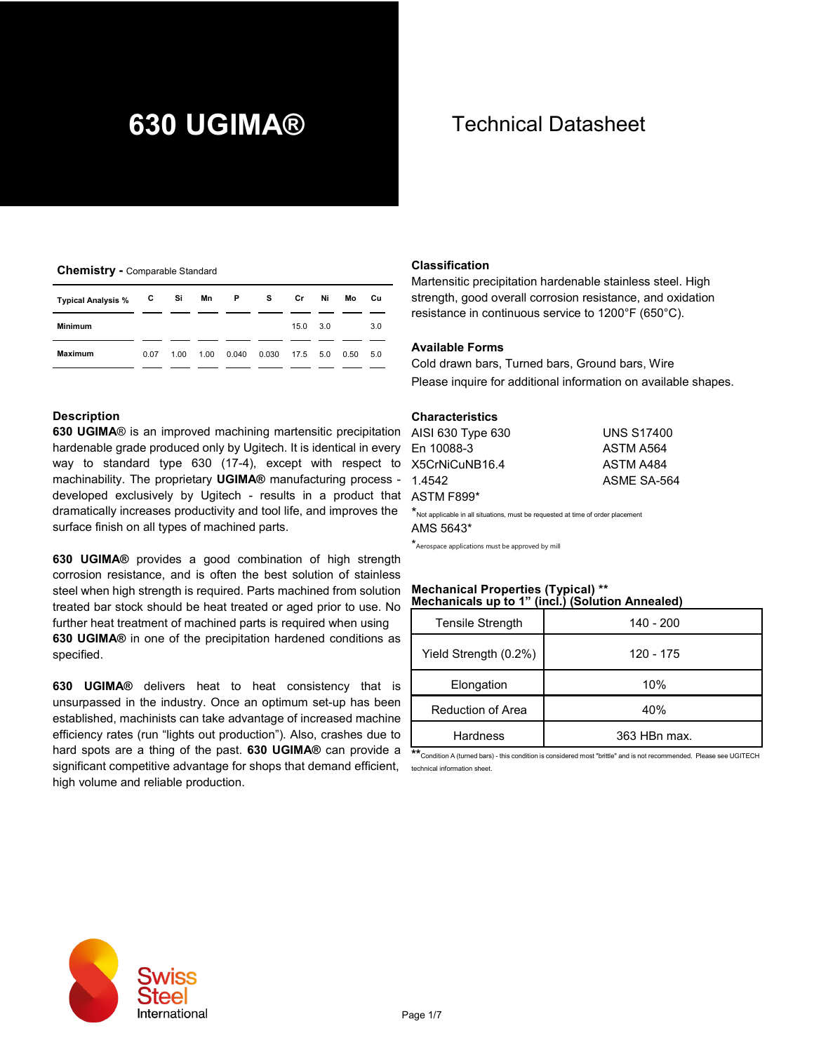# 630 UGIMA®

Technical Datasheet

## Chemistry - Comparable Standard

| Typical Analysis % | C | Si | Mn | P | S | Cr | Ni | Mo | Cu |
|---|---|---|---|---|---|---|---|---|---|
| Minimum | | | | | | 15.0 | 3.0 | | 3.0 |
| Maximum | 0.07 | 1.00 | 1.00 | 0.040 | 0.030 | 17.5 | 5.0 | 0.50 | 5.0 |

## Description

**630 UGIMA®** is an improved machining martensitic precipitation hardenable grade produced only by Ugitech. It is identical in every way to standard type 630 (17-4), except with respect to machinability. The proprietary **UGIMA®** manufacturing process - developed exclusively by Ugitech - results in a product that dramatically increases productivity and tool life, and improves the surface finish on all types of machined parts.

**630 UGIMA®** provides a good combination of high strength corrosion resistance, and is often the best solution of stainless steel when high strength is required. Parts machined from solution treated bar stock should be heat treated or aged prior to use. No further heat treatment of machined parts is required when using **630 UGIMA®** in one of the precipitation hardened conditions as specified.

**630 UGIMA®** delivers heat to heat consistency that is unsurpassed in the industry. Once an optimum set-up has been established, machinists can take advantage of increased machine efficiency rates (run "lights out production"). Also, crashes due to hard spots are a thing of the past. **630 UGIMA®** can provide a significant competitive advantage for shops that demand efficient, high volume and reliable production.

## Classification

Martensitic precipitation hardenable stainless steel. High strength, good overall corrosion resistance, and oxidation resistance in continuous service to 1200°F (650°C).

## Available Forms

Cold drawn bars, Turned bars, Ground bars, Wire

Please inquire for additional information on available shapes.

## Characteristics

| | |
|---|---|
| AISI 630 Type 630 | UNS S17400 |
| En 10088-3 | ASTM A564 |
| X5CrNiCuNB16.4 | ASTM A484 |
| 1.4542 | ASME SA-564 |
| ASTM F899* | |

*Not applicable in all situations, must be requested at time of order placement

AMS 5643*

*Aerospace applications must be approved by mill

## Mechanical Properties (Typical) **
### Mechanicals up to 1" (incl.) (Solution Annealed)

| Property | Value |
|---|---|
| Tensile Strength | 140 - 200 |
| Yield Strength (0.2%) | 120 - 175 |
| Elongation | 10% |
| Reduction of Area | 40% |
| Hardness | 363 HBn max. |

**Condition A (turned bars) - this condition is considered most "brittle" and is not recommended. Please see UGITECH technical information sheet.

Swiss Steel International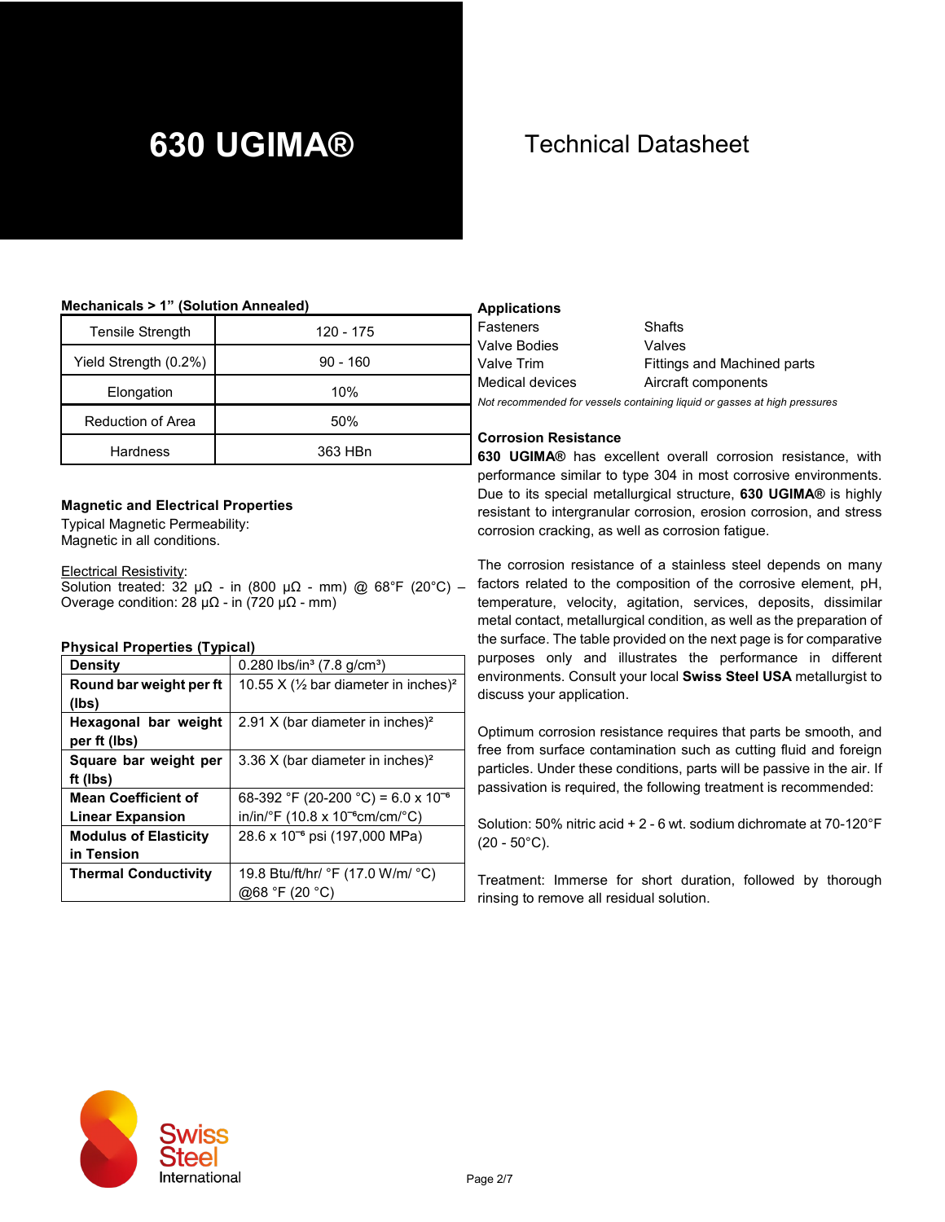# 630 UGIMA®

## Technical Datasheet

**Mechanicals > 1” (Solution Annealed)**

| Tensile Strength | 120 - 175 |
|---|---|
| Yield Strength (0.2%) | 90 - 160 |
| Elongation | 10% |
| Reduction of Area | 50% |
| Hardness | 363 HBn |

### Magnetic and Electrical Properties

Typical Magnetic Permeability:
Magnetic in all conditions.

Electrical Resistivity:
Solution treated: 32 µΩ - in (800 µΩ - mm) @ 68°F (20°C) – Overage condition: 28 µΩ - in (720 µΩ - mm)

### Physical Properties (Typical)

| **Density** | 0.280 lbs/in³ (7.8 g/cm³) |
|---|---|
| **Round bar weight per ft (lbs)** | 10.55 X (½ bar diameter in inches)² |
| **Hexagonal bar weight per ft (lbs)** | 2.91 X (bar diameter in inches)² |
| **Square bar weight per ft (lbs)** | 3.36 X (bar diameter in inches)² |
| **Mean Coefficient of Linear Expansion** | 68-392 °F (20-200 °C) = 6.0 x $10^{-6}$ in/in/°F (10.8 x $10^{-6}$cm/cm/°C) |
| **Modulus of Elasticity in Tension** | 28.6 x $10^{-6}$ psi (197,000 MPa) |
| **Thermal Conductivity** | 19.8 Btu/ft/hr/ °F (17.0 W/m/ °C) @68 °F (20 °C) |

### Applications

| | |
|---|---|
| Fasteners | Shafts |
| Valve Bodies | Valves |
| Valve Trim | Fittings and Machined parts |
| Medical devices | Aircraft components |

*Not recommended for vessels containing liquid or gasses at high pressures*

### Corrosion Resistance

**630 UGIMA®** has excellent overall corrosion resistance, with performance similar to type 304 in most corrosive environments. Due to its special metallurgical structure, **630 UGIMA®** is highly resistant to intergranular corrosion, erosion corrosion, and stress corrosion cracking, as well as corrosion fatigue.

The corrosion resistance of a stainless steel depends on many factors related to the composition of the corrosive element, pH, temperature, velocity, agitation, services, deposits, dissimilar metal contact, metallurgical condition, as well as the preparation of the surface. The table provided on the next page is for comparative purposes only and illustrates the performance in different environments. Consult your local **Swiss Steel USA** metallurgist to discuss your application.

Optimum corrosion resistance requires that parts be smooth, and free from surface contamination such as cutting fluid and foreign particles. Under these conditions, parts will be passive in the air. If passivation is required, the following treatment is recommended:

Solution: 50% nitric acid + 2 - 6 wt. sodium dichromate at 70-120°F (20 - 50°C).

Treatment: Immerse for short duration, followed by thorough rinsing to remove all residual solution.

Swiss Steel International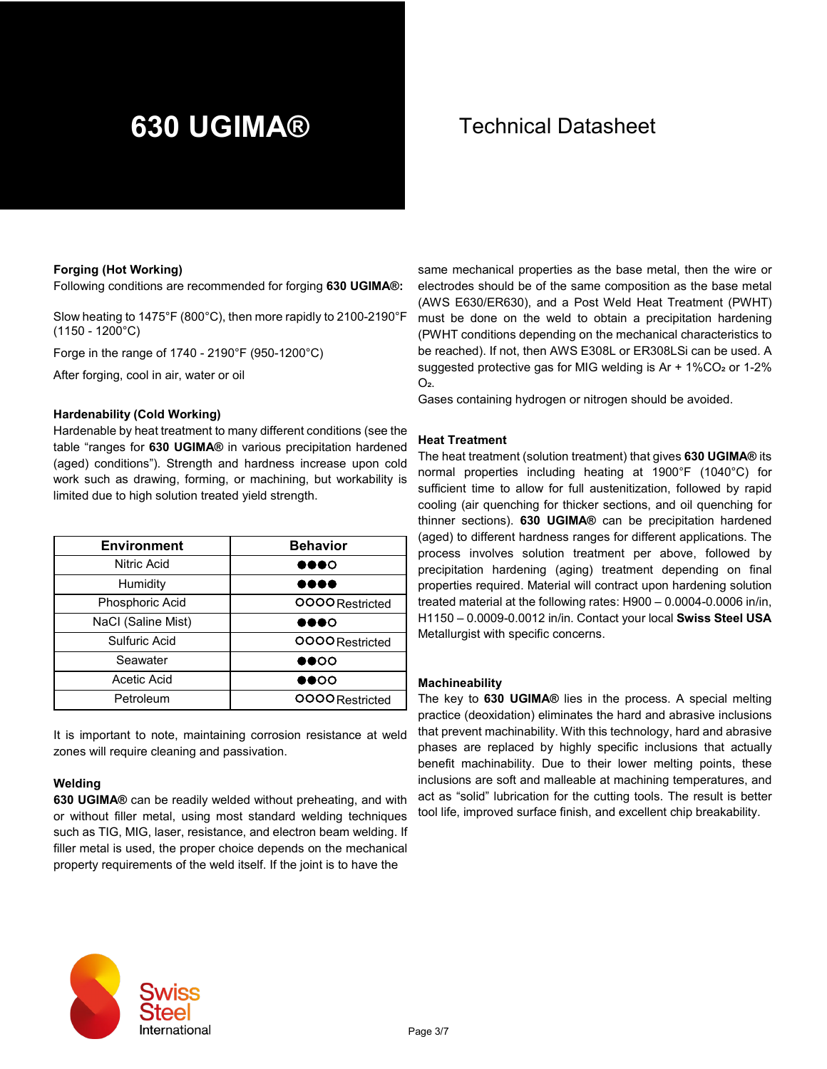# 630 UGIMA®

Technical Datasheet

### Forging (Hot Working)

Following conditions are recommended for forging **630 UGIMA®**:

Slow heating to 1475°F (800°C), then more rapidly to 2100-2190°F (1150 - 1200°C)

Forge in the range of 1740 - 2190°F (950-1200°C)

After forging, cool in air, water or oil

### Hardenability (Cold Working)

Hardenable by heat treatment to many different conditions (see the table “ranges for **630 UGIMA®** in various precipitation hardened (aged) conditions”). Strength and hardness increase upon cold work such as drawing, forming, or machining, but workability is limited due to high solution treated yield strength.

| Environment | Behavior |
|---|---|
| Nitric Acid | ●●●○ |
| Humidity | ●●●● |
| Phosphoric Acid | ○○○○ Restricted |
| NaCl (Saline Mist) | ●●●○ |
| Sulfuric Acid | ○○○○ Restricted |
| Seawater | ●●○○ |
| Acetic Acid | ●●○○ |
| Petroleum | ○○○○ Restricted |

It is important to note, maintaining corrosion resistance at weld zones will require cleaning and passivation.

### Welding

**630 UGIMA®** can be readily welded without preheating, and with or without filler metal, using most standard welding techniques such as TIG, MIG, laser, resistance, and electron beam welding. If filler metal is used, the proper choice depends on the mechanical property requirements of the weld itself. If the joint is to have the same mechanical properties as the base metal, then the wire or electrodes should be of the same composition as the base metal (AWS E630/ER630), and a Post Weld Heat Treatment (PWHT) must be done on the weld to obtain a precipitation hardening (PWHT conditions depending on the mechanical characteristics to be reached). If not, then AWS E308L or ER308LSi can be used. A suggested protective gas for MIG welding is Ar + 1%$CO_2$ or 1-2% $O_2$.

Gases containing hydrogen or nitrogen should be avoided.

### Heat Treatment

The heat treatment (solution treatment) that gives **630 UGIMA®** its normal properties including heating at 1900°F (1040°C) for sufficient time to allow for full austenitization, followed by rapid cooling (air quenching for thicker sections, and oil quenching for thinner sections). **630 UGIMA®** can be precipitation hardened (aged) to different hardness ranges for different applications. The process involves solution treatment per above, followed by precipitation hardening (aging) treatment depending on final properties required. Material will contract upon hardening solution treated material at the following rates: H900 – 0.0004-0.0006 in/in, H1150 – 0.0009-0.0012 in/in. Contact your local **Swiss Steel USA** Metallurgist with specific concerns.

### Machineability

The key to **630 UGIMA®** lies in the process. A special melting practice (deoxidation) eliminates the hard and abrasive inclusions that prevent machinability. With this technology, hard and abrasive phases are replaced by highly specific inclusions that actually benefit machinability. Due to their lower melting points, these inclusions are soft and malleable at machining temperatures, and act as “solid” lubrication for the cutting tools. The result is better tool life, improved surface finish, and excellent chip breakability.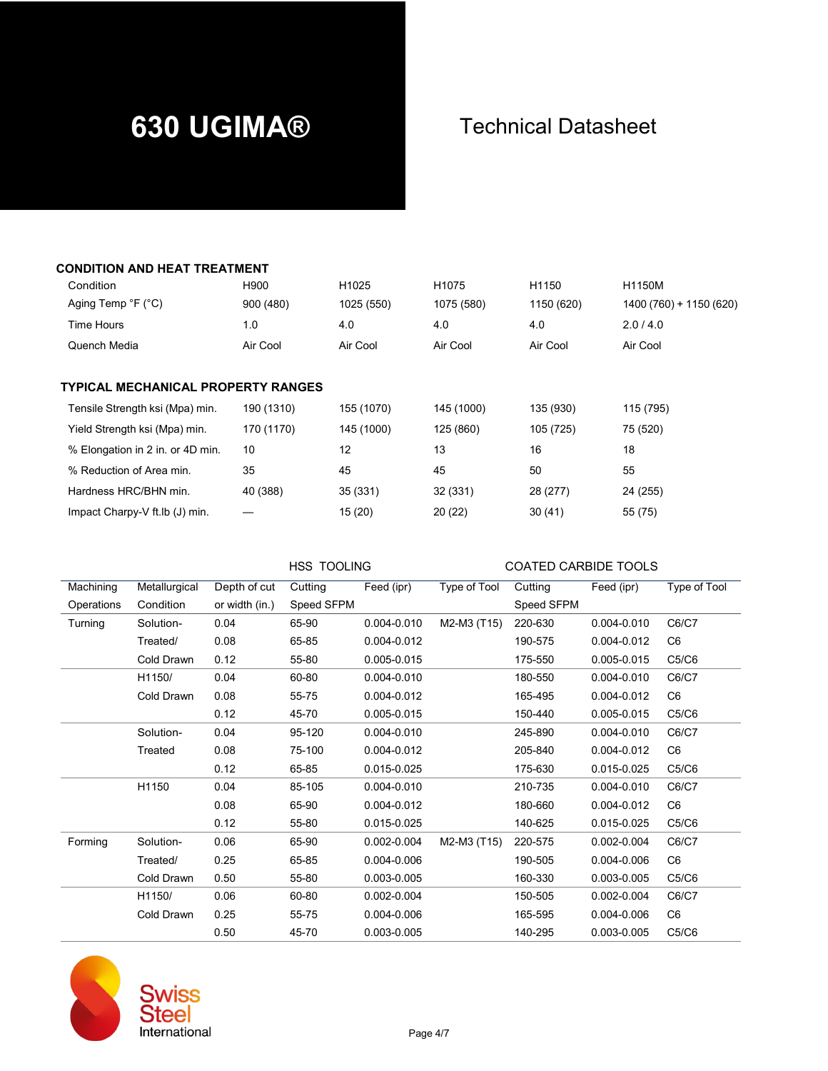# 630 UGIMA®

Technical Datasheet

## CONDITION AND HEAT TREATMENT

| Condition | H900 | H1025 | H1075 | H1150 | H1150M |
|---|---|---|---|---|---|
| Aging Temp °F (°C) | 900 (480) | 1025 (550) | 1075 (580) | 1150 (620) | 1400 (760) + 1150 (620) |
| Time Hours | 1.0 | 4.0 | 4.0 | 4.0 | 2.0 / 4.0 |
| Quench Media | Air Cool | Air Cool | Air Cool | Air Cool | Air Cool |

## TYPICAL MECHANICAL PROPERTY RANGES

| | H900 | H1025 | H1075 | H1150 | H1150M |
|---|---|---|---|---|---|
| Tensile Strength ksi (Mpa) min. | 190 (1310) | 155 (1070) | 145 (1000) | 135 (930) | 115 (795) |
| Yield Strength ksi (Mpa) min. | 170 (1170) | 145 (1000) | 125 (860) | 105 (725) | 75 (520) |
| % Elongation in 2 in. or 4D min. | 10 | 12 | 13 | 16 | 18 |
| % Reduction of Area min. | 35 | 45 | 45 | 50 | 55 |
| Hardness HRC/BHN min. | 40 (388) | 35 (331) | 32 (331) | 28 (277) | 24 (255) |
| Impact Charpy-V ft.lb (J) min. | — | 15 (20) | 20 (22) | 30 (41) | 55 (75) |

| | | | HSS TOOLING | | | COATED CARBIDE TOOLS | | |
|---|---|---|---|---|---|---|---|---|
| Machining Operations | Metallurgical Condition | Depth of cut or width (in.) | Cutting Speed SFPM | Feed (ipr) | Type of Tool | Cutting Speed SFPM | Feed (ipr) | Type of Tool |
| Turning | Solution-Treated/Cold Drawn | 0.04 | 65-90 | 0.004-0.010 | M2-M3 (T15) | 220-630 | 0.004-0.010 | C6/C7 |
| | | 0.08 | 65-85 | 0.004-0.012 | | 190-575 | 0.004-0.012 | C6 |
| | | 0.12 | 55-80 | 0.005-0.015 | | 175-550 | 0.005-0.015 | C5/C6 |
| | H1150/ Cold Drawn | 0.04 | 60-80 | 0.004-0.010 | | 180-550 | 0.004-0.010 | C6/C7 |
| | | 0.08 | 55-75 | 0.004-0.012 | | 165-495 | 0.004-0.012 | C6 |
| | | 0.12 | 45-70 | 0.005-0.015 | | 150-440 | 0.005-0.015 | C5/C6 |
| | Solution-Treated | 0.04 | 95-120 | 0.004-0.010 | | 245-890 | 0.004-0.010 | C6/C7 |
| | | 0.08 | 75-100 | 0.004-0.012 | | 205-840 | 0.004-0.012 | C6 |
| | | 0.12 | 65-85 | 0.015-0.025 | | 175-630 | 0.015-0.025 | C5/C6 |
| | H1150 | 0.04 | 85-105 | 0.004-0.010 | | 210-735 | 0.004-0.010 | C6/C7 |
| | | 0.08 | 65-90 | 0.004-0.012 | | 180-660 | 0.004-0.012 | C6 |
| | | 0.12 | 55-80 | 0.015-0.025 | | 140-625 | 0.015-0.025 | C5/C6 |
| Forming | Solution-Treated/Cold Drawn | 0.06 | 65-90 | 0.002-0.004 | M2-M3 (T15) | 220-575 | 0.002-0.004 | C6/C7 |
| | | 0.25 | 65-85 | 0.004-0.006 | | 190-505 | 0.004-0.006 | C6 |
| | | 0.50 | 55-80 | 0.003-0.005 | | 160-330 | 0.003-0.005 | C5/C6 |
| | H1150/ Cold Drawn | 0.06 | 60-80 | 0.002-0.004 | | 150-505 | 0.002-0.004 | C6/C7 |
| | | 0.25 | 55-75 | 0.004-0.006 | | 165-595 | 0.004-0.006 | C6 |
| | | 0.50 | 45-70 | 0.003-0.005 | | 140-295 | 0.003-0.005 | C5/C6 |

Swiss Steel International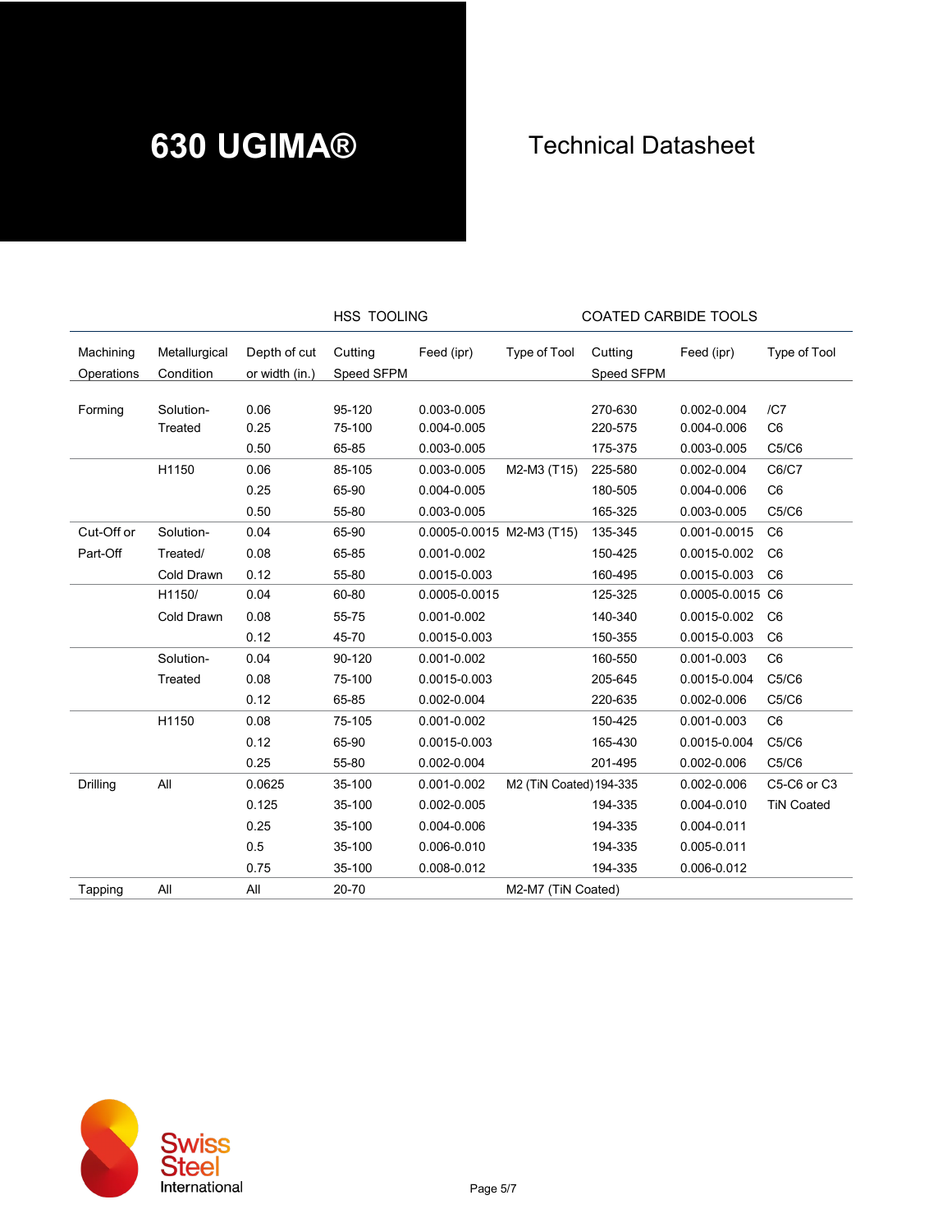# 630 UGIMA®

## Technical Datasheet

| | | | HSS TOOLING | | | COATED CARBIDE TOOLS | | |
|---|---|---|---|---|---|---|---|---|
| Machining Operations | Metallurgical Condition | Depth of cut or width (in.) | Cutting Speed SFPM | Feed (ipr) | Type of Tool | Cutting Speed SFPM | Feed (ipr) | Type of Tool |
| Forming | Solution-Treated | 0.06 | 95-120 | 0.003-0.005 | | 270-630 | 0.002-0.004 | /C7 |
| | | 0.25 | 75-100 | 0.004-0.005 | | 220-575 | 0.004-0.006 | C6 |
| | | 0.50 | 65-85 | 0.003-0.005 | | 175-375 | 0.003-0.005 | C5/C6 |
| | H1150 | 0.06 | 85-105 | 0.003-0.005 | M2-M3 (T15) | 225-580 | 0.002-0.004 | C6/C7 |
| | | 0.25 | 65-90 | 0.004-0.005 | | 180-505 | 0.004-0.006 | C6 |
| | | 0.50 | 55-80 | 0.003-0.005 | | 165-325 | 0.003-0.005 | C5/C6 |
| Cut-Off or Part-Off | Solution-Treated/ Cold Drawn | 0.04 | 65-90 | 0.0005-0.0015 | M2-M3 (T15) | 135-345 | 0.001-0.0015 | C6 |
| | | 0.08 | 65-85 | 0.001-0.002 | | 150-425 | 0.0015-0.002 | C6 |
| | | 0.12 | 55-80 | 0.0015-0.003 | | 160-495 | 0.0015-0.003 | C6 |
| | H1150/ Cold Drawn | 0.04 | 60-80 | 0.0005-0.0015 | | 125-325 | 0.0005-0.0015 | C6 |
| | | 0.08 | 55-75 | 0.001-0.002 | | 140-340 | 0.0015-0.002 | C6 |
| | | 0.12 | 45-70 | 0.0015-0.003 | | 150-355 | 0.0015-0.003 | C6 |
| | Solution-Treated | 0.04 | 90-120 | 0.001-0.002 | | 160-550 | 0.001-0.003 | C6 |
| | | 0.08 | 75-100 | 0.0015-0.003 | | 205-645 | 0.0015-0.004 | C5/C6 |
| | | 0.12 | 65-85 | 0.002-0.004 | | 220-635 | 0.002-0.006 | C5/C6 |
| | H1150 | 0.08 | 75-105 | 0.001-0.002 | | 150-425 | 0.001-0.003 | C6 |
| | | 0.12 | 65-90 | 0.0015-0.003 | | 165-430 | 0.0015-0.004 | C5/C6 |
| | | 0.25 | 55-80 | 0.002-0.004 | | 201-495 | 0.002-0.006 | C5/C6 |
| Drilling | All | 0.0625 | 35-100 | 0.001-0.002 | M2 (TiN Coated) | 194-335 | 0.002-0.006 | C5-C6 or C3 |
| | | 0.125 | 35-100 | 0.002-0.005 | | 194-335 | 0.004-0.010 | TiN Coated |
| | | 0.25 | 35-100 | 0.004-0.006 | | 194-335 | 0.004-0.011 | |
| | | 0.5 | 35-100 | 0.006-0.010 | | 194-335 | 0.005-0.011 | |
| | | 0.75 | 35-100 | 0.008-0.012 | | 194-335 | 0.006-0.012 | |
| Tapping | All | All | 20-70 | | M2-M7 (TiN Coated) | | | |

Swiss Steel International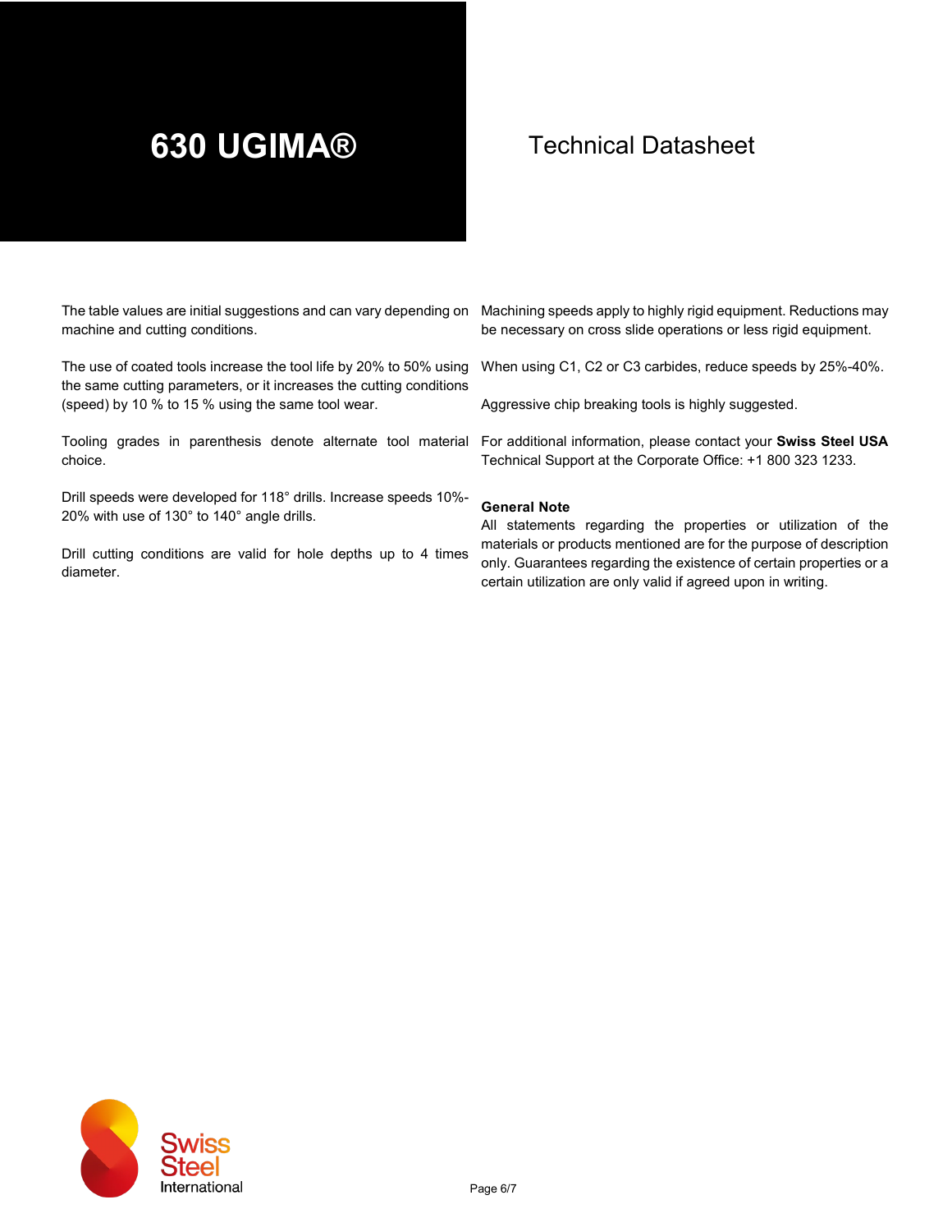# 630 UGIMA®

Technical Datasheet

The table values are initial suggestions and can vary depending on machine and cutting conditions.

The use of coated tools increase the tool life by 20% to 50% using the same cutting parameters, or it increases the cutting conditions (speed) by 10 % to 15 % using the same tool wear.

Tooling grades in parenthesis denote alternate tool material choice.

Drill speeds were developed for 118° drills. Increase speeds 10%-20% with use of 130° to 140° angle drills.

Drill cutting conditions are valid for hole depths up to 4 times diameter.

Machining speeds apply to highly rigid equipment. Reductions may be necessary on cross slide operations or less rigid equipment.

When using C1, C2 or C3 carbides, reduce speeds by 25%-40%.

Aggressive chip breaking tools is highly suggested.

For additional information, please contact your **Swiss Steel USA** Technical Support at the Corporate Office: +1 800 323 1233.

**General Note**

All statements regarding the properties or utilization of the materials or products mentioned are for the purpose of description only. Guarantees regarding the existence of certain properties or a certain utilization are only valid if agreed upon in writing.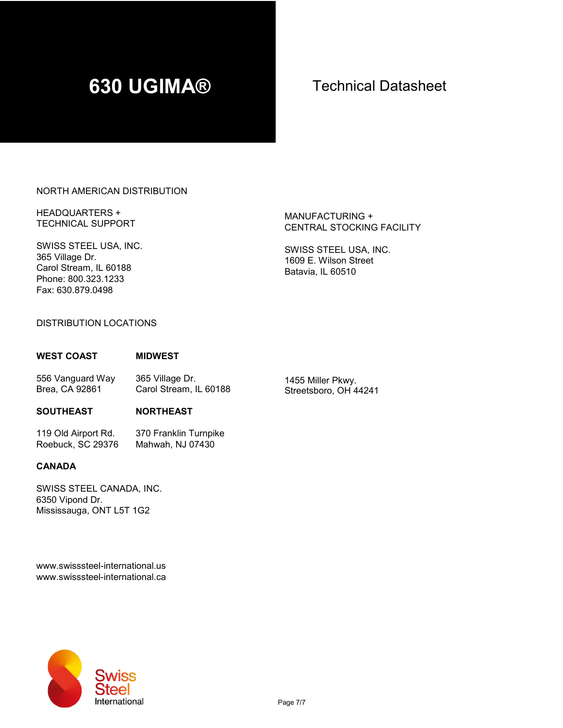# 630 UGIMA®

## Technical Datasheet

NORTH AMERICAN DISTRIBUTION

HEADQUARTERS +
TECHNICAL SUPPORT

SWISS STEEL USA, INC.
365 Village Dr.
Carol Stream, IL 60188
Phone: 800.323.1233
Fax: 630.879.0498

MANUFACTURING +
CENTRAL STOCKING FACILITY

SWISS STEEL USA, INC.
1609 E. Wilson Street
Batavia, IL 60510

DISTRIBUTION LOCATIONS

**WEST COAST**

556 Vanguard Way
Brea, CA 92861

**MIDWEST**

365 Village Dr.
Carol Stream, IL 60188

1455 Miller Pkwy.
Streetsboro, OH 44241

**SOUTHEAST**

119 Old Airport Rd.
Roebuck, SC 29376

**NORTHEAST**

370 Franklin Turnpike
Mahwah, NJ 07430

**CANADA**

SWISS STEEL CANADA, INC.
6350 Vipond Dr.
Mississauga, ONT L5T 1G2

www.swisssteel-international.us
www.swisssteel-international.ca

Swiss Steel International